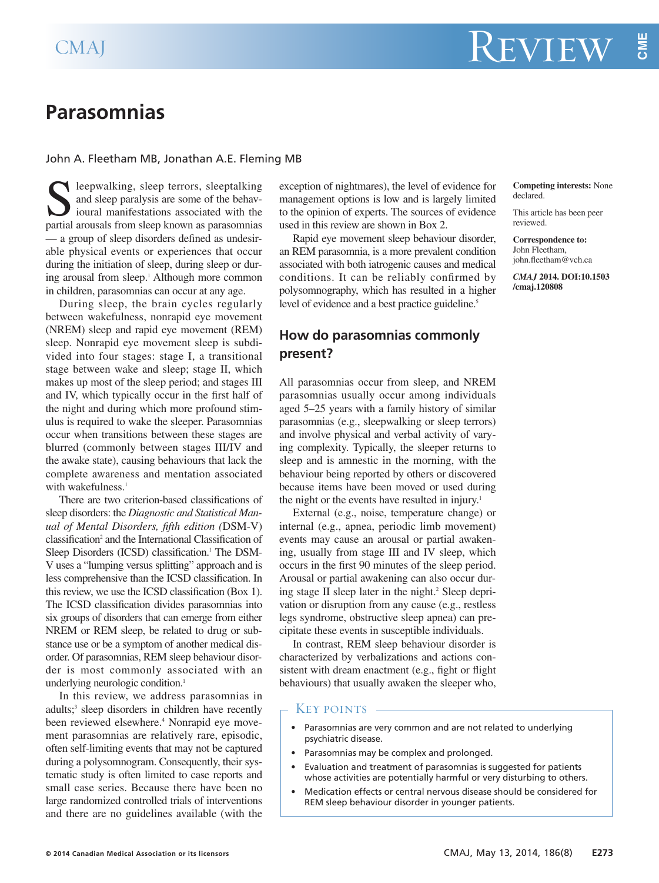# Parasomnias

John A. Fleetham MB, Jonathan A.E. Fleming MB

Sleepwalking, sleep terrors, sleeptalking and sleep paralysis are some of the behavioural manifestations associated with the partial arousals from sleep known as parasomnias — a group of sleep disorders defined as undesirable physical events or experiences that occur during the initiation of sleep, during sleep or during arousal from sleep.[1] Although more common in children, parasomnias can occur at any age.

During sleep, the brain cycles regularly between wakefulness, nonrapid eye movement (NREM) sleep and rapid eye movement (REM) sleep. Nonrapid eye movement sleep is subdivided into four stages: stage I, a transitional stage between wake and sleep; stage II, which makes up most of the sleep period; and stages III and IV, which typically occur in the first half of the night and during which more profound stimulus is required to wake the sleeper. Parasomnias occur when transitions between these stages are blurred (commonly between stages III/IV and the awake state), causing behaviours that lack the complete awareness and mentation associated with wakefulness.[1]

There are two criterion-based classifications of sleep disorders: the *Diagnostic and Statistical Manual of Mental Disorders, fifth edition* (DSM-V) classification[2] and the International Classification of Sleep Disorders (ICSD) classification.[1] The DSM-V uses a "lumping versus splitting" approach and is less comprehensive than the ICSD classification. In this review, we use the ICSD classification (Box 1). The ICSD classification divides parasomnias into six groups of disorders that can emerge from either NREM or REM sleep, be related to drug or substance use or be a symptom of another medical disorder. Of parasomnias, REM sleep behaviour disorder is most commonly associated with an underlying neurologic condition.[1]

In this review, we address parasomnias in adults;[3] sleep disorders in children have recently been reviewed elsewhere.[4] Nonrapid eye movement parasomnias are relatively rare, episodic, often self-limiting events that may not be captured during a polysomnogram. Consequently, their systematic study is often limited to case reports and small case series. Because there have been no large randomized controlled trials of interventions and there are no guidelines available (with the exception of nightmares), the level of evidence for management options is low and is largely limited to the opinion of experts. The sources of evidence used in this review are shown in Box 2.

Rapid eye movement sleep behaviour disorder, an REM parasomnia, is a more prevalent condition associated with both iatrogenic causes and medical conditions. It can be reliably confirmed by polysomnography, which has resulted in a higher level of evidence and a best practice guideline.[5]

## How do parasomnias commonly present?

All parasomnias occur from sleep, and NREM parasomnias usually occur among individuals aged 5–25 years with a family history of similar parasomnias (e.g., sleepwalking or sleep terrors) and involve physical and verbal activity of varying complexity. Typically, the sleeper returns to sleep and is amnestic in the morning, with the behaviour being reported by others or discovered because items have been moved or used during the night or the events have resulted in injury.[1]

External (e.g., noise, temperature change) or internal (e.g., apnea, periodic limb movement) events may cause an arousal or partial awakening, usually from stage III and IV sleep, which occurs in the first 90 minutes of the sleep period. Arousal or partial awakening can also occur during stage II sleep later in the night.[2] Sleep deprivation or disruption from any cause (e.g., restless legs syndrome, obstructive sleep apnea) can precipitate these events in susceptible individuals.

In contrast, REM sleep behaviour disorder is characterized by verbalizations and actions consistent with dream enactment (e.g., fight or flight behaviours) that usually awaken the sleeper who,

**Competing interests:** None declared.

This article has been peer reviewed.

**Correspondence to:** John Fleetham, john.fleetham@vch.ca

*CMAJ* 2014. DOI:10.1503/cmaj.120808

### Key points

- Parasomnias are very common and are not related to underlying psychiatric disease.
- Parasomnias may be complex and prolonged.
- Evaluation and treatment of parasomnias is suggested for patients whose activities are potentially harmful or very disturbing to others.
- Medication effects or central nervous disease should be considered for REM sleep behaviour disorder in younger patients.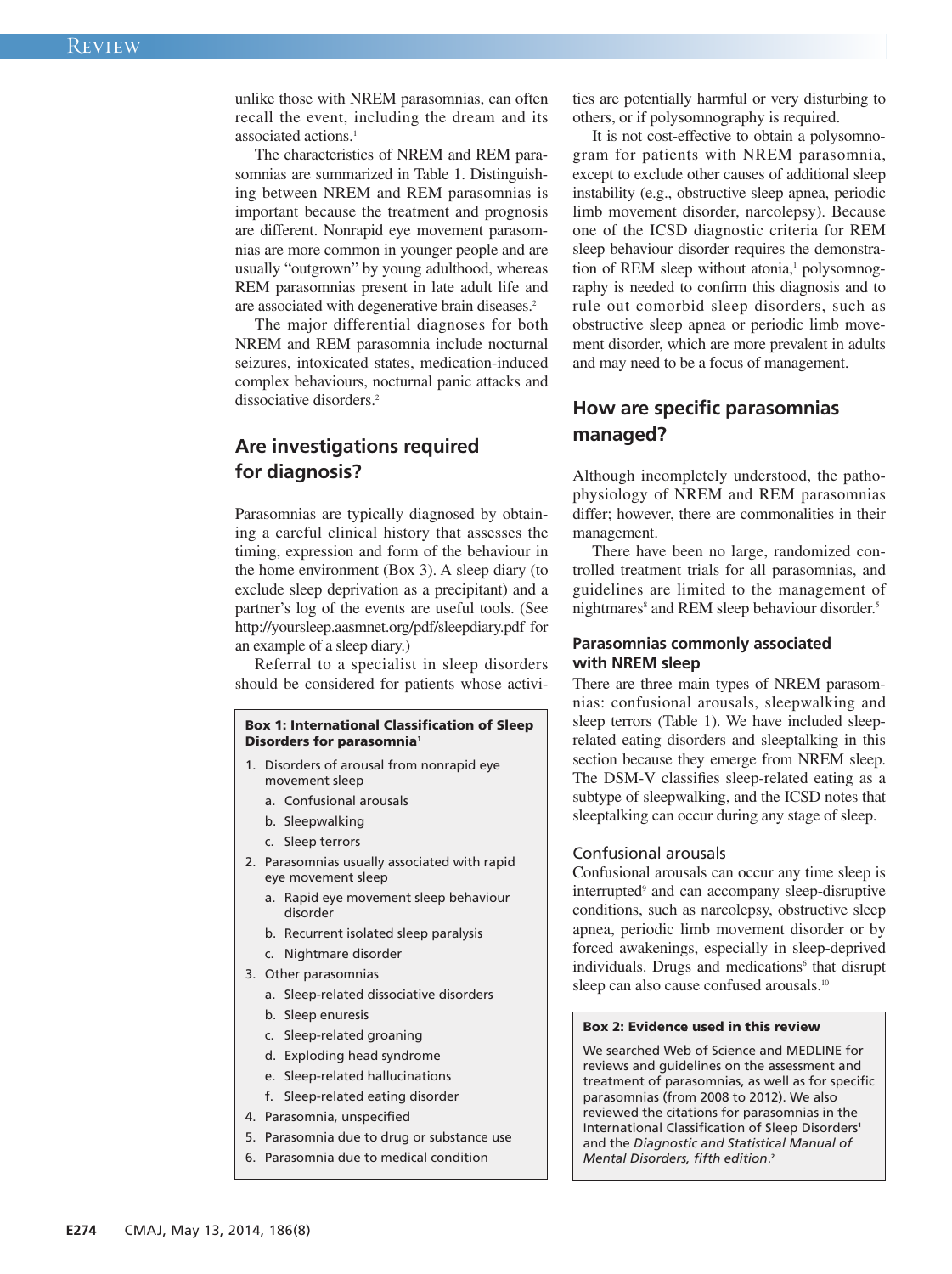unlike those with NREM parasomnias, can often recall the event, including the dream and its associated actions.[1]

The characteristics of NREM and REM parasomnias are summarized in Table 1. Distinguishing between NREM and REM parasomnias is important because the treatment and prognosis are different. Nonrapid eye movement parasomnias are more common in younger people and are usually "outgrown" by young adulthood, whereas REM parasomnias present in late adult life and are associated with degenerative brain diseases.[2]

The major differential diagnoses for both NREM and REM parasomnia include nocturnal seizures, intoxicated states, medication-induced complex behaviours, nocturnal panic attacks and dissociative disorders.[2]

## Are investigations required for diagnosis?

Parasomnias are typically diagnosed by obtaining a careful clinical history that assesses the timing, expression and form of the behaviour in the home environment (Box 3). A sleep diary (to exclude sleep deprivation as a precipitant) and a partner's log of the events are useful tools. (See http://yoursleep.aasmnet.org/pdf/sleepdiary.pdf for an example of a sleep diary.)

Referral to a specialist in sleep disorders should be considered for patients whose activities are potentially harmful or very disturbing to others, or if polysomnography is required.

It is not cost-effective to obtain a polysomnogram for patients with NREM parasomnia, except to exclude other causes of additional sleep instability (e.g., obstructive sleep apnea, periodic limb movement disorder, narcolepsy). Because one of the ICSD diagnostic criteria for REM sleep behaviour disorder requires the demonstration of REM sleep without atonia,[1] polysomnography is needed to confirm this diagnosis and to rule out comorbid sleep disorders, such as obstructive sleep apnea or periodic limb movement disorder, which are more prevalent in adults and may need to be a focus of management.

**Box 1: International Classification of Sleep Disorders for parasomnia[1]**

1. Disorders of arousal from nonrapid eye movement sleep
   a. Confusional arousals
   b. Sleepwalking
   c. Sleep terrors
2. Parasomnias usually associated with rapid eye movement sleep
   a. Rapid eye movement sleep behaviour disorder
   b. Recurrent isolated sleep paralysis
   c. Nightmare disorder
3. Other parasomnias
   a. Sleep-related dissociative disorders
   b. Sleep enuresis
   c. Sleep-related groaning
   d. Exploding head syndrome
   e. Sleep-related hallucinations
   f. Sleep-related eating disorder
4. Parasomnia, unspecified
5. Parasomnia due to drug or substance use
6. Parasomnia due to medical condition

## How are specific parasomnias managed?

Although incompletely understood, the pathophysiology of NREM and REM parasomnias differ; however, there are commonalities in their management.

There have been no large, randomized controlled treatment trials for all parasomnias, and guidelines are limited to the management of nightmares[8] and REM sleep behaviour disorder.[5]

### Parasomnias commonly associated with NREM sleep

There are three main types of NREM parasomnias: confusional arousals, sleepwalking and sleep terrors (Table 1). We have included sleep-related eating disorders and sleeptalking in this section because they emerge from NREM sleep. The DSM-V classifies sleep-related eating as a subtype of sleepwalking, and the ICSD notes that sleeptalking can occur during any stage of sleep.

#### Confusional arousals

Confusional arousals can occur any time sleep is interrupted[9] and can accompany sleep-disruptive conditions, such as narcolepsy, obstructive sleep apnea, periodic limb movement disorder or by forced awakenings, especially in sleep-deprived individuals. Drugs and medications[6] that disrupt sleep can also cause confused arousals.[10]

**Box 2: Evidence used in this review**

We searched Web of Science and MEDLINE for reviews and guidelines on the assessment and treatment of parasomnias, as well as for specific parasomnias (from 2008 to 2012). We also reviewed the citations for parasomnias in the International Classification of Sleep Disorders[1] and the *Diagnostic and Statistical Manual of Mental Disorders, fifth edition*.[2]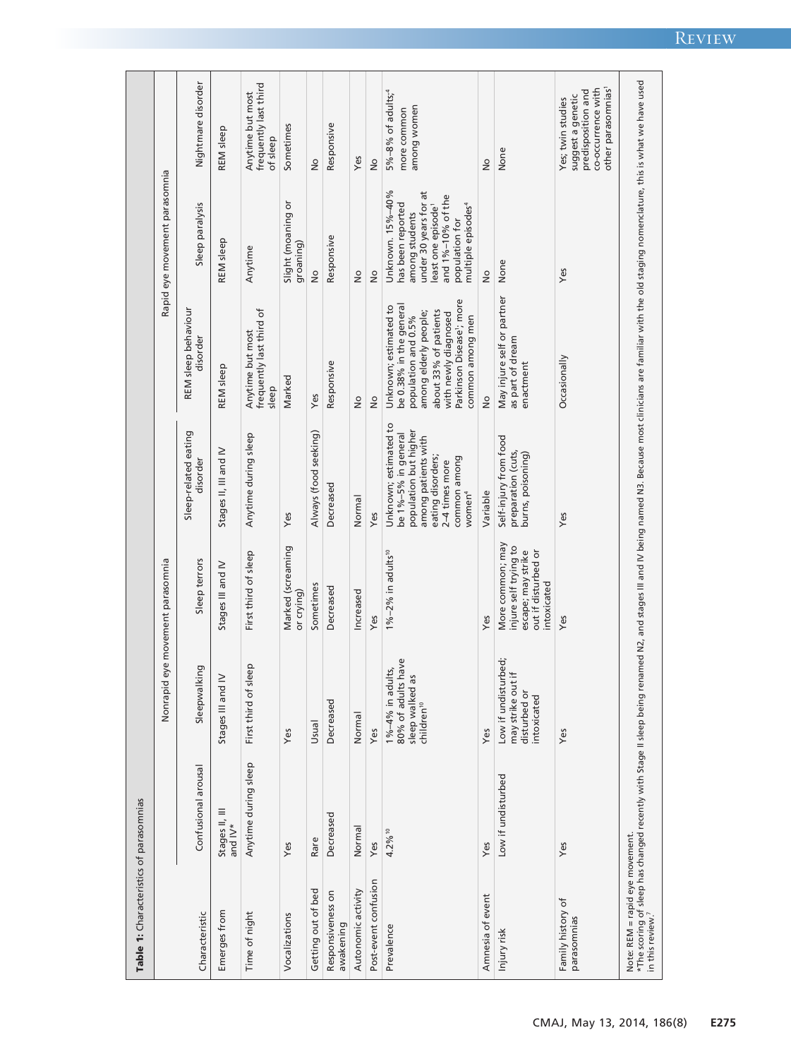**Table 1:** Characteristics of parasomnias

| Characteristic | Nonrapid eye movement parasomnia | | | | Rapid eye movement parasomnia | | |
|---|---|---|---|---|---|---|---|
| | Confusional arousal | Sleepwalking | Sleep terrors | Sleep-related eating disorder | REM sleep behaviour disorder | Sleep paralysis | Nightmare disorder |
| Emerges from | Stages II, III and IV* | Stages III and IV | Stages III and IV | Stages II, III and IV | REM sleep | REM sleep | REM sleep |
| Time of night | Anytime during sleep | First third of sleep | First third of sleep | Anytime during sleep | Anytime but most frequently last third of sleep | Anytime | Anytime but most frequently last third of sleep |
| Vocalizations | Yes | Yes | Marked (screaming or crying) | Yes | Marked | Slight (moaning or groaning) | Sometimes |
| Getting out of bed | Rare | Usual | Sometimes | Always (food seeking) | Yes | No | No |
| Responsiveness on awakening | Decreased | Decreased | Decreased | Decreased | Responsive | Responsive | Responsive |
| Autonomic activity | Normal | Normal | Increased | Normal | No | No | Yes |
| Post-event confusion | Yes | Yes | Yes | Yes | No | No | No |
| Prevalence | 4.2%[10] | 1%–4% in adults, 80% of adults have sleep walked as children[10] | 1%–2% in adults[10] | Unknown; estimated to be 1%–5% in general population but higher among patients with eating disorders; 2–4 times more common among women[4] | Unknown; estimated to be 0.38% in the general population and 0.5% among elderly people; about 33% of patients with newly diagnosed Parkinson Disease[1]; more common among men | Unknown. 15%–40% has been reported among students under 30 years for at least one episode[1] and 1%–10% of the population for multiple episodes[4] | 5%–8% of adults;[4] more common among women |
| Amnesia of event | Yes | Yes | Yes | Variable | No | No | No |
| Injury risk | Low if undisturbed | Low if undisturbed; may strike out if disturbed or intoxicated | More common; may injure self trying to escape; may strike out if disturbed or intoxicated | Self-injury from food preparation (cuts, burns, poisoning) | May injure self or partner as part of dream enactment | None | None |
| Family history of parasomnias | Yes | Yes | Yes | Yes | Occasionally | Yes | Yes; twin studies suggest a genetic predisposition and co-occurrence with other parasomnias[1] |

Note: REM = rapid eye movement.
*The scoring of sleep has changed recently with Stage II sleep being renamed N2, and stages III and IV being named N3. Because most clinicians are familiar with the old staging nomenclature, this is what we have used in this review.[7]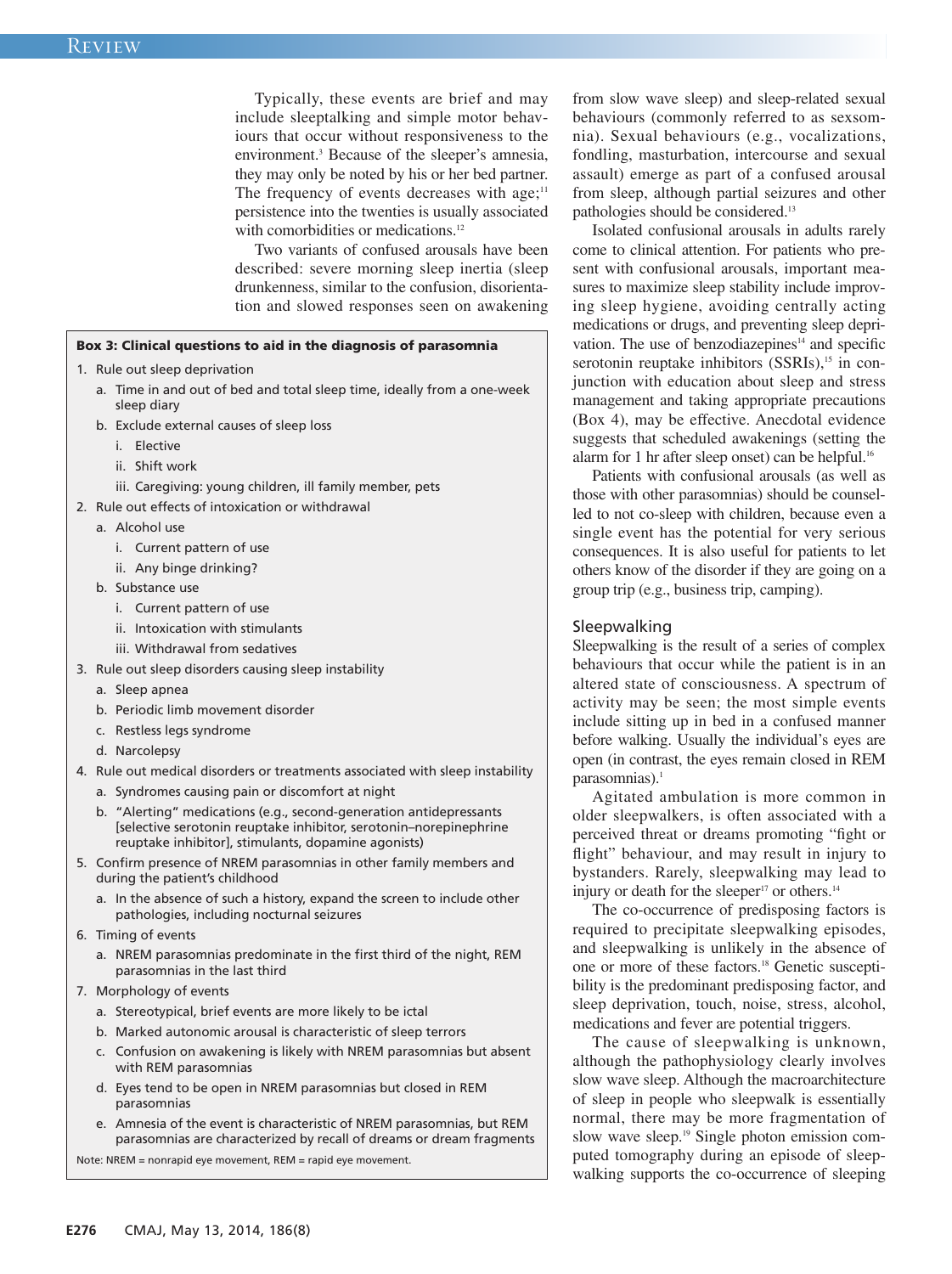Typically, these events are brief and may include sleeptalking and simple motor behaviours that occur without responsiveness to the environment.[3] Because of the sleeper's amnesia, they may only be noted by his or her bed partner. The frequency of events decreases with age;[11] persistence into the twenties is usually associated with comorbidities or medications.[12]

Two variants of confused arousals have been described: severe morning sleep inertia (sleep drunkenness, similar to the confusion, disorientation and slowed responses seen on awakening from slow wave sleep) and sleep-related sexual behaviours (commonly referred to as sexsomnia). Sexual behaviours (e.g., vocalizations, fondling, masturbation, intercourse and sexual assault) emerge as part of a confused arousal from sleep, although partial seizures and other pathologies should be considered.[13]

Isolated confusional arousals in adults rarely come to clinical attention. For patients who present with confusional arousals, important measures to maximize sleep stability include improving sleep hygiene, avoiding centrally acting medications or drugs, and preventing sleep deprivation. The use of benzodiazepines[14] and specific serotonin reuptake inhibitors (SSRIs),[15] in conjunction with education about sleep and stress management and taking appropriate precautions (Box 4), may be effective. Anecdotal evidence suggests that scheduled awakenings (setting the alarm for 1 hr after sleep onset) can be helpful.[16]

Patients with confusional arousals (as well as those with other parasomnias) should be counselled to not co-sleep with children, because even a single event has the potential for very serious consequences. It is also useful for patients to let others know of the disorder if they are going on a group trip (e.g., business trip, camping).

**Box 3: Clinical questions to aid in the diagnosis of parasomnia**

1. Rule out sleep deprivation
   a. Time in and out of bed and total sleep time, ideally from a one-week sleep diary
   b. Exclude external causes of sleep loss
      i. Elective
      ii. Shift work
      iii. Caregiving: young children, ill family member, pets
2. Rule out effects of intoxication or withdrawal
   a. Alcohol use
      i. Current pattern of use
      ii. Any binge drinking?
   b. Substance use
      i. Current pattern of use
      ii. Intoxication with stimulants
      iii. Withdrawal from sedatives
3. Rule out sleep disorders causing sleep instability
   a. Sleep apnea
   b. Periodic limb movement disorder
   c. Restless legs syndrome
   d. Narcolepsy
4. Rule out medical disorders or treatments associated with sleep instability
   a. Syndromes causing pain or discomfort at night
   b. "Alerting" medications (e.g., second-generation antidepressants [selective serotonin reuptake inhibitor, serotonin–norepinephrine reuptake inhibitor], stimulants, dopamine agonists)
5. Confirm presence of NREM parasomnias in other family members and during the patient's childhood
   a. In the absence of such a history, expand the screen to include other pathologies, including nocturnal seizures
6. Timing of events
   a. NREM parasomnias predominate in the first third of the night, REM parasomnias in the last third
7. Morphology of events
   a. Stereotypical, brief events are more likely to be ictal
   b. Marked autonomic arousal is characteristic of sleep terrors
   c. Confusion on awakening is likely with NREM parasomnias but absent with REM parasomnias
   d. Eyes tend to be open in NREM parasomnias but closed in REM parasomnias
   e. Amnesia of the event is characteristic of NREM parasomnias, but REM parasomnias are characterized by recall of dreams or dream fragments

Note: NREM = nonrapid eye movement, REM = rapid eye movement.

## Sleepwalking

Sleepwalking is the result of a series of complex behaviours that occur while the patient is in an altered state of consciousness. A spectrum of activity may be seen; the most simple events include sitting up in bed in a confused manner before walking. Usually the individual's eyes are open (in contrast, the eyes remain closed in REM parasomnias).[1]

Agitated ambulation is more common in older sleepwalkers, is often associated with a perceived threat or dreams promoting "fight or flight" behaviour, and may result in injury to bystanders. Rarely, sleepwalking may lead to injury or death for the sleeper[17] or others.[14]

The co-occurrence of predisposing factors is required to precipitate sleepwalking episodes, and sleepwalking is unlikely in the absence of one or more of these factors.[18] Genetic susceptibility is the predominant predisposing factor, and sleep deprivation, touch, noise, stress, alcohol, medications and fever are potential triggers.

The cause of sleepwalking is unknown, although the pathophysiology clearly involves slow wave sleep. Although the macroarchitecture of sleep in people who sleepwalk is essentially normal, there may be more fragmentation of slow wave sleep.[19] Single photon emission computed tomography during an episode of sleepwalking supports the co-occurrence of sleeping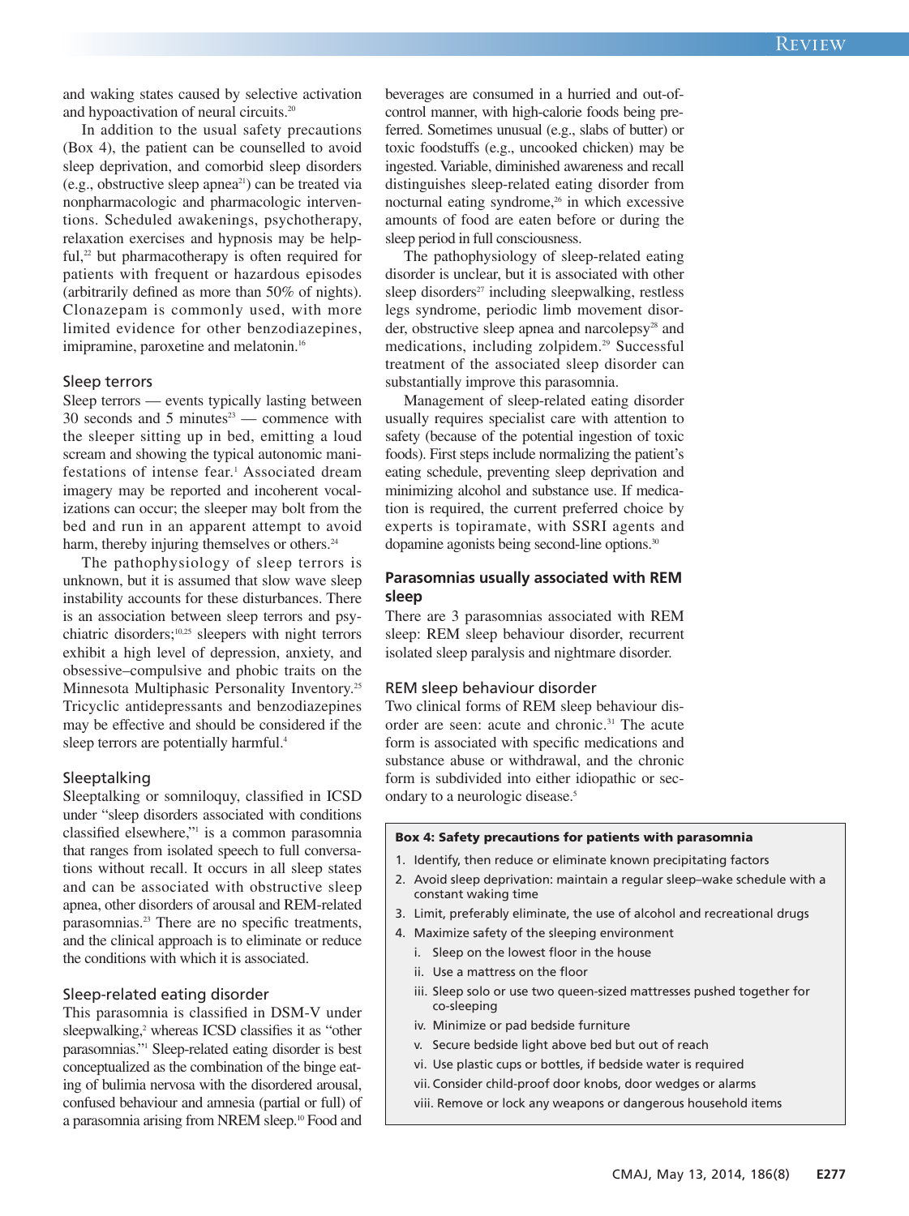and waking states caused by selective activation and hypoactivation of neural circuits.[20]

In addition to the usual safety precautions (Box 4), the patient can be counselled to avoid sleep deprivation, and comorbid sleep disorders (e.g., obstructive sleep apnea[21]) can be treated via nonpharmacologic and pharmacologic interventions. Scheduled awakenings, psychotherapy, relaxation exercises and hypnosis may be helpful,[22] but pharmacotherapy is often required for patients with frequent or hazardous episodes (arbitrarily defined as more than 50% of nights). Clonazepam is commonly used, with more limited evidence for other benzodiazepines, imipramine, paroxetine and melatonin.[16]

### Sleep terrors

Sleep terrors — events typically lasting between 30 seconds and 5 minutes[23] — commence with the sleeper sitting up in bed, emitting a loud scream and showing the typical autonomic manifestations of intense fear.[1] Associated dream imagery may be reported and incoherent vocalizations can occur; the sleeper may bolt from the bed and run in an apparent attempt to avoid harm, thereby injuring themselves or others.[24]

The pathophysiology of sleep terrors is unknown, but it is assumed that slow wave sleep instability accounts for these disturbances. There is an association between sleep terrors and psychiatric disorders;[10,25] sleepers with night terrors exhibit a high level of depression, anxiety, and obsessive–compulsive and phobic traits on the Minnesota Multiphasic Personality Inventory.[25] Tricyclic antidepressants and benzodiazepines may be effective and should be considered if the sleep terrors are potentially harmful.[4]

### Sleeptalking

Sleeptalking or somniloquy, classified in ICSD under "sleep disorders associated with conditions classified elsewhere,"[1] is a common parasomnia that ranges from isolated speech to full conversations without recall. It occurs in all sleep states and can be associated with obstructive sleep apnea, other disorders of arousal and REM-related parasomnias.[23] There are no specific treatments, and the clinical approach is to eliminate or reduce the conditions with which it is associated.

### Sleep-related eating disorder

This parasomnia is classified in DSM-V under sleepwalking,[2] whereas ICSD classifies it as "other parasomnias."[1] Sleep-related eating disorder is best conceptualized as the combination of the binge eating of bulimia nervosa with the disordered arousal, confused behaviour and amnesia (partial or full) of a parasomnia arising from NREM sleep.[10] Food and beverages are consumed in a hurried and out-of-control manner, with high-calorie foods being preferred. Sometimes unusual (e.g., slabs of butter) or toxic foodstuffs (e.g., uncooked chicken) may be ingested. Variable, diminished awareness and recall distinguishes sleep-related eating disorder from nocturnal eating syndrome,[26] in which excessive amounts of food are eaten before or during the sleep period in full consciousness.

The pathophysiology of sleep-related eating disorder is unclear, but it is associated with other sleep disorders[27] including sleepwalking, restless legs syndrome, periodic limb movement disorder, obstructive sleep apnea and narcolepsy[28] and medications, including zolpidem.[29] Successful treatment of the associated sleep disorder can substantially improve this parasomnia.

Management of sleep-related eating disorder usually requires specialist care with attention to safety (because of the potential ingestion of toxic foods). First steps include normalizing the patient's eating schedule, preventing sleep deprivation and minimizing alcohol and substance use. If medication is required, the current preferred choice by experts is topiramate, with SSRI agents and dopamine agonists being second-line options.[30]

## Parasomnias usually associated with REM sleep

There are 3 parasomnias associated with REM sleep: REM sleep behaviour disorder, recurrent isolated sleep paralysis and nightmare disorder.

### REM sleep behaviour disorder

Two clinical forms of REM sleep behaviour disorder are seen: acute and chronic.[31] The acute form is associated with specific medications and substance abuse or withdrawal, and the chronic form is subdivided into either idiopathic or secondary to a neurologic disease.[5]

**Box 4: Safety precautions for patients with parasomnia**

1. Identify, then reduce or eliminate known precipitating factors
2. Avoid sleep deprivation: maintain a regular sleep–wake schedule with a constant waking time
3. Limit, preferably eliminate, the use of alcohol and recreational drugs
4. Maximize safety of the sleeping environment
   i. Sleep on the lowest floor in the house
   ii. Use a mattress on the floor
   iii. Sleep solo or use two queen-sized mattresses pushed together for co-sleeping
   iv. Minimize or pad bedside furniture
   v. Secure bedside light above bed but out of reach
   vi. Use plastic cups or bottles, if bedside water is required
   vii. Consider child-proof door knobs, door wedges or alarms
   viii. Remove or lock any weapons or dangerous household items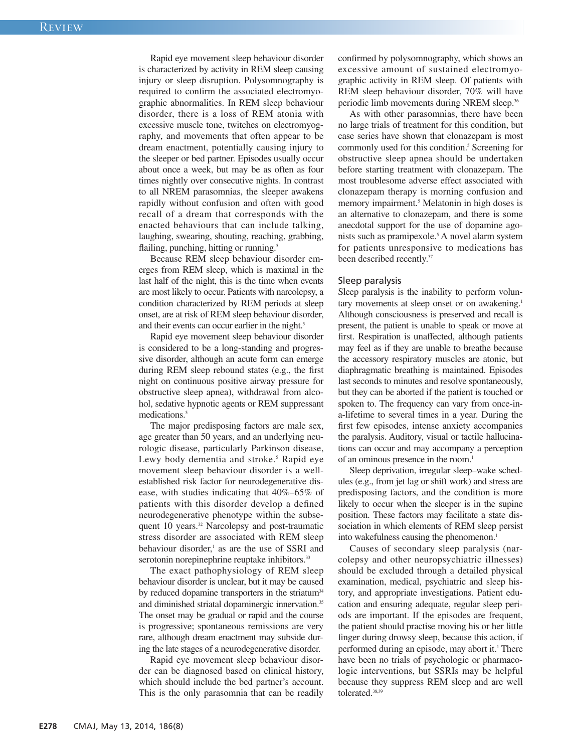Rapid eye movement sleep behaviour disorder is characterized by activity in REM sleep causing injury or sleep disruption. Polysomnography is required to confirm the associated electromyographic abnormalities. In REM sleep behaviour disorder, there is a loss of REM atonia with excessive muscle tone, twitches on electromyography, and movements that often appear to be dream enactment, potentially causing injury to the sleeper or bed partner. Episodes usually occur about once a week, but may be as often as four times nightly over consecutive nights. In contrast to all NREM parasomnias, the sleeper awakens rapidly without confusion and often with good recall of a dream that corresponds with the enacted behaviours that can include talking, laughing, swearing, shouting, reaching, grabbing, flailing, punching, hitting or running.[5]

Because REM sleep behaviour disorder emerges from REM sleep, which is maximal in the last half of the night, this is the time when events are most likely to occur. Patients with narcolepsy, a condition characterized by REM periods at sleep onset, are at risk of REM sleep behaviour disorder, and their events can occur earlier in the night.[5]

Rapid eye movement sleep behaviour disorder is considered to be a long-standing and progressive disorder, although an acute form can emerge during REM sleep rebound states (e.g., the first night on continuous positive airway pressure for obstructive sleep apnea), withdrawal from alcohol, sedative hypnotic agents or REM suppressant medications.[5]

The major predisposing factors are male sex, age greater than 50 years, and an underlying neurologic disease, particularly Parkinson disease, Lewy body dementia and stroke.[5] Rapid eye movement sleep behaviour disorder is a well-established risk factor for neurodegenerative disease, with studies indicating that 40%–65% of patients with this disorder develop a defined neurodegenerative phenotype within the subsequent 10 years.[32] Narcolepsy and post-traumatic stress disorder are associated with REM sleep behaviour disorder,[1] as are the use of SSRI and serotonin norepinephrine reuptake inhibitors.[33]

The exact pathophysiology of REM sleep behaviour disorder is unclear, but it may be caused by reduced dopamine transporters in the striatum[34] and diminished striatal dopaminergic innervation.[35] The onset may be gradual or rapid and the course is progressive; spontaneous remissions are very rare, although dream enactment may subside during the late stages of a neurodegenerative disorder.

Rapid eye movement sleep behaviour disorder can be diagnosed based on clinical history, which should include the bed partner's account. This is the only parasomnia that can be readily confirmed by polysomnography, which shows an excessive amount of sustained electromyographic activity in REM sleep. Of patients with REM sleep behaviour disorder, 70% will have periodic limb movements during NREM sleep.[36]

As with other parasomnias, there have been no large trials of treatment for this condition, but case series have shown that clonazepam is most commonly used for this condition.[5] Screening for obstructive sleep apnea should be undertaken before starting treatment with clonazepam. The most troublesome adverse effect associated with clonazepam therapy is morning confusion and memory impairment.[5] Melatonin in high doses is an alternative to clonazepam, and there is some anecdotal support for the use of dopamine agonists such as pramipexole.[5] A novel alarm system for patients unresponsive to medications has been described recently.[37]

### Sleep paralysis

Sleep paralysis is the inability to perform voluntary movements at sleep onset or on awakening.[1] Although consciousness is preserved and recall is present, the patient is unable to speak or move at first. Respiration is unaffected, although patients may feel as if they are unable to breathe because the accessory respiratory muscles are atonic, but diaphragmatic breathing is maintained. Episodes last seconds to minutes and resolve spontaneously, but they can be aborted if the patient is touched or spoken to. The frequency can vary from once-in-a-lifetime to several times in a year. During the first few episodes, intense anxiety accompanies the paralysis. Auditory, visual or tactile hallucinations can occur and may accompany a perception of an ominous presence in the room.[1]

Sleep deprivation, irregular sleep–wake schedules (e.g., from jet lag or shift work) and stress are predisposing factors, and the condition is more likely to occur when the sleeper is in the supine position. These factors may facilitate a state dissociation in which elements of REM sleep persist into wakefulness causing the phenomenon.[1]

Causes of secondary sleep paralysis (narcolepsy and other neuropsychiatric illnesses) should be excluded through a detailed physical examination, medical, psychiatric and sleep history, and appropriate investigations. Patient education and ensuring adequate, regular sleep periods are important. If the episodes are frequent, the patient should practise moving his or her little finger during drowsy sleep, because this action, if performed during an episode, may abort it.[1] There have been no trials of psychologic or pharmacologic interventions, but SSRIs may be helpful because they suppress REM sleep and are well tolerated.[38,39]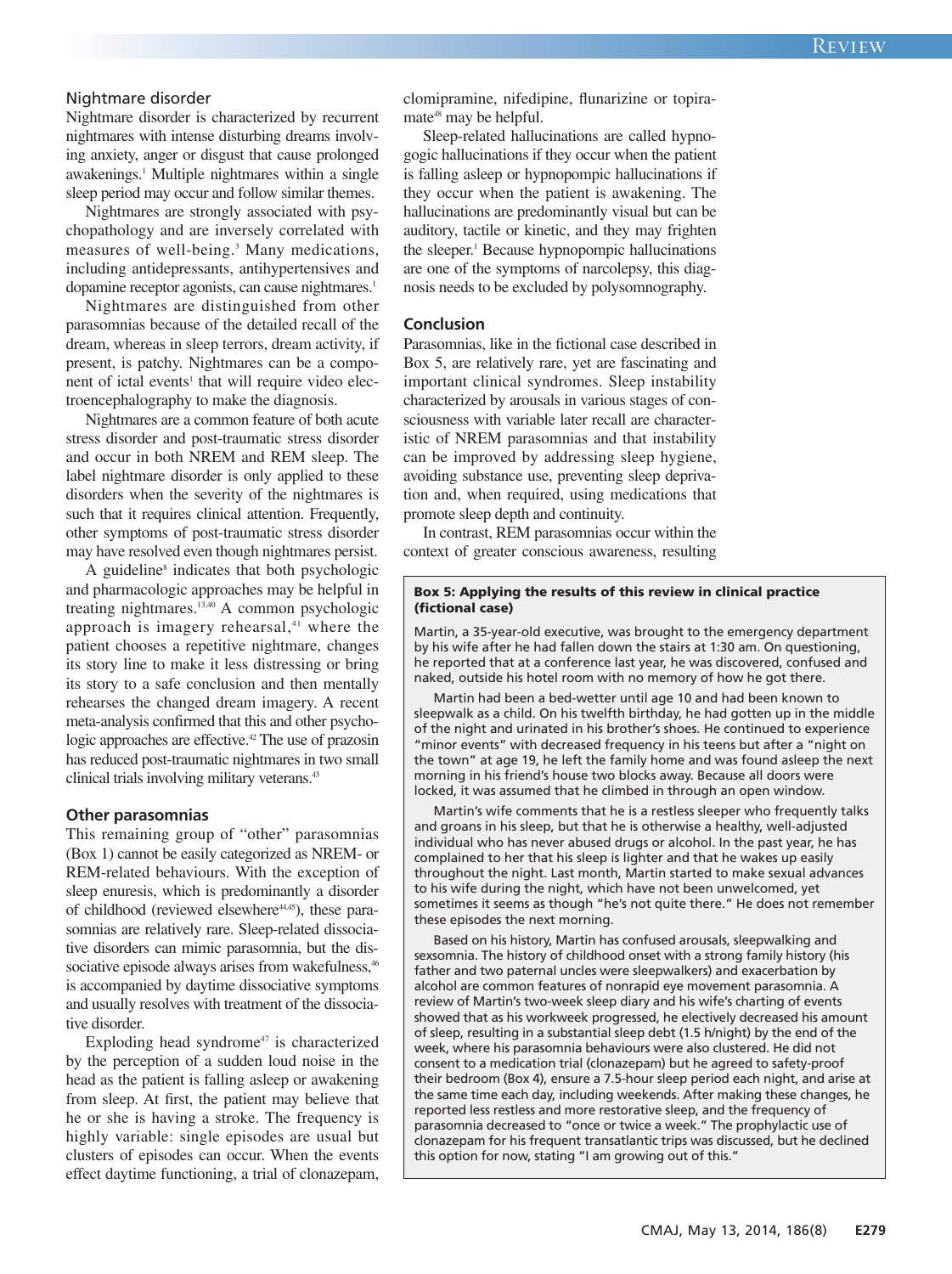### Nightmare disorder

Nightmare disorder is characterized by recurrent nightmares with intense disturbing dreams involving anxiety, anger or disgust that cause prolonged awakenings.[1] Multiple nightmares within a single sleep period may occur and follow similar themes.

Nightmares are strongly associated with psychopathology and are inversely correlated with measures of well-being.[3] Many medications, including antidepressants, antihypertensives and dopamine receptor agonists, can cause nightmares.[1]

Nightmares are distinguished from other parasomnias because of the detailed recall of the dream, whereas in sleep terrors, dream activity, if present, is patchy. Nightmares can be a component of ictal events[1] that will require video electroencephalography to make the diagnosis.

Nightmares are a common feature of both acute stress disorder and post-traumatic stress disorder and occur in both NREM and REM sleep. The label nightmare disorder is only applied to these disorders when the severity of the nightmares is such that it requires clinical attention. Frequently, other symptoms of post-traumatic stress disorder may have resolved even though nightmares persist.

A guideline[8] indicates that both psychologic and pharmacologic approaches may be helpful in treating nightmares.[13,40] A common psychologic approach is imagery rehearsal,[41] where the patient chooses a repetitive nightmare, changes its story line to make it less distressing or bring its story to a safe conclusion and then mentally rehearses the changed dream imagery. A recent meta-analysis confirmed that this and other psychologic approaches are effective.[42] The use of prazosin has reduced post-traumatic nightmares in two small clinical trials involving military veterans.[43]

### Other parasomnias

This remaining group of "other" parasomnias (Box 1) cannot be easily categorized as NREM- or REM-related behaviours. With the exception of sleep enuresis, which is predominantly a disorder of childhood (reviewed elsewhere[44,45]), these parasomnias are relatively rare. Sleep-related dissociative disorders can mimic parasomnia, but the dissociative episode always arises from wakefulness,[46] is accompanied by daytime dissociative symptoms and usually resolves with treatment of the dissociative disorder.

Exploding head syndrome[47] is characterized by the perception of a sudden loud noise in the head as the patient is falling asleep or awakening from sleep. At first, the patient may believe that he or she is having a stroke. The frequency is highly variable: single episodes are usual but clusters of episodes can occur. When the events effect daytime functioning, a trial of clonazepam, clomipramine, nifedipine, flunarizine or topiramate[48] may be helpful.

Sleep-related hallucinations are called hypnogogic hallucinations if they occur when the patient is falling asleep or hypnopompic hallucinations if they occur when the patient is awakening. The hallucinations are predominantly visual but can be auditory, tactile or kinetic, and they may frighten the sleeper.[1] Because hypnopompic hallucinations are one of the symptoms of narcolepsy, this diagnosis needs to be excluded by polysomnography.

## Conclusion

Parasomnias, like in the fictional case described in Box 5, are relatively rare, yet are fascinating and important clinical syndromes. Sleep instability characterized by arousals in various stages of consciousness with variable later recall are characteristic of NREM parasomnias and that instability can be improved by addressing sleep hygiene, avoiding substance use, preventing sleep deprivation and, when required, using medications that promote sleep depth and continuity.

In contrast, REM parasomnias occur within the context of greater conscious awareness, resulting

**Box 5: Applying the results of this review in clinical practice (fictional case)**

Martin, a 35-year-old executive, was brought to the emergency department by his wife after he had fallen down the stairs at 1:30 am. On questioning, he reported that at a conference last year, he was discovered, confused and naked, outside his hotel room with no memory of how he got there.

Martin had been a bed-wetter until age 10 and had been known to sleepwalk as a child. On his twelfth birthday, he had gotten up in the middle of the night and urinated in his brother's shoes. He continued to experience "minor events" with decreased frequency in his teens but after a "night on the town" at age 19, he left the family home and was found asleep the next morning in his friend's house two blocks away. Because all doors were locked, it was assumed that he climbed in through an open window.

Martin's wife comments that he is a restless sleeper who frequently talks and groans in his sleep, but that he is otherwise a healthy, well-adjusted individual who has never abused drugs or alcohol. In the past year, he has complained to her that his sleep is lighter and that he wakes up easily throughout the night. Last month, Martin started to make sexual advances to his wife during the night, which have not been unwelcomed, yet sometimes it seems as though "he's not quite there." He does not remember these episodes the next morning.

Based on his history, Martin has confused arousals, sleepwalking and sexsomnia. The history of childhood onset with a strong family history (his father and two paternal uncles were sleepwalkers) and exacerbation by alcohol are common features of nonrapid eye movement parasomnia. A review of Martin's two-week sleep diary and his wife's charting of events showed that as his workweek progressed, he electively decreased his amount of sleep, resulting in a substantial sleep debt (1.5 h/night) by the end of the week, where his parasomnia behaviours were also clustered. He did not consent to a medication trial (clonazepam) but he agreed to safety-proof their bedroom (Box 4), ensure a 7.5-hour sleep period each night, and arise at the same time each day, including weekends. After making these changes, he reported less restless and more restorative sleep, and the frequency of parasomnia decreased to "once or twice a week." The prophylactic use of clonazepam for his frequent transatlantic trips was discussed, but he declined this option for now, stating "I am growing out of this."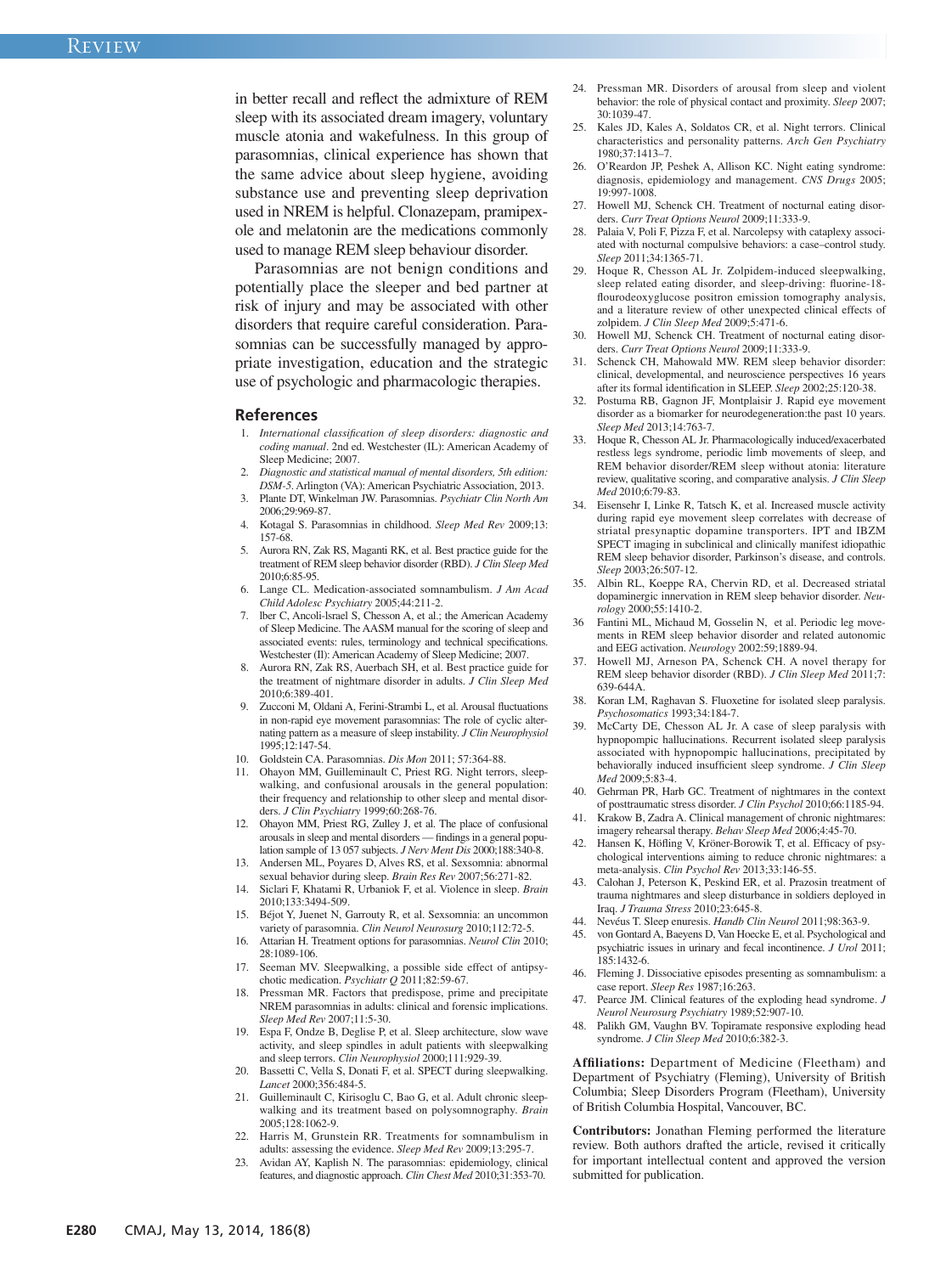in better recall and reflect the admixture of REM sleep with its associated dream imagery, voluntary muscle atonia and wakefulness. In this group of parasomnias, clinical experience has shown that the same advice about sleep hygiene, avoiding substance use and preventing sleep deprivation used in NREM is helpful. Clonazepam, pramipexole and melatonin are the medications commonly used to manage REM sleep behaviour disorder.

Parasomnias are not benign conditions and potentially place the sleeper and bed partner at risk of injury and may be associated with other disorders that require careful consideration. Parasomnias can be successfully managed by appropriate investigation, education and the strategic use of psychologic and pharmacologic therapies.

## References

1. *International classification of sleep disorders: diagnostic and coding manual*. 2nd ed. Westchester (IL): American Academy of Sleep Medicine; 2007.
2. *Diagnostic and statistical manual of mental disorders, 5th edition: DSM-5*. Arlington (VA): American Psychiatric Association, 2013.
3. Plante DT, Winkelman JW. Parasomnias. *Psychiatr Clin North Am* 2006;29:969-87.
4. Kotagal S. Parasomnias in childhood. *Sleep Med Rev* 2009;13: 157-68.
5. Aurora RN, Zak RS, Maganti RK, et al. Best practice guide for the treatment of REM sleep behavior disorder (RBD). *J Clin Sleep Med* 2010;6:85-95.
6. Lange CL. Medication-associated somnambulism. *J Am Acad Child Adolesc Psychiatry* 2005;44:211-2.
7. lber C, Ancoli-lsrael S, Chesson A, et al.; the American Academy of Sleep Medicine. The AASM manual for the scoring of sleep and associated events: rules, terminology and technical specifications. Westchester (Il): American Academy of Sleep Medicine; 2007.
8. Aurora RN, Zak RS, Auerbach SH, et al. Best practice guide for the treatment of nightmare disorder in adults. *J Clin Sleep Med* 2010;6:389-401.
9. Zucconi M, Oldani A, Ferini-Strambi L, et al. Arousal fluctuations in non-rapid eye movement parasomnias: The role of cyclic alternating pattern as a measure of sleep instability. *J Clin Neurophysiol* 1995;12:147-54.
10. Goldstein CA. Parasomnias. *Dis Mon* 2011; 57:364-88.
11. Ohayon MM, Guilleminault C, Priest RG. Night terrors, sleepwalking, and confusional arousals in the general population: their frequency and relationship to other sleep and mental disorders. *J Clin Psychiatry* 1999;60:268-76.
12. Ohayon MM, Priest RG, Zulley J, et al. The place of confusional arousals in sleep and mental disorders — findings in a general population sample of 13 057 subjects. *J Nerv Ment Dis* 2000;188:340-8.
13. Andersen ML, Poyares D, Alves RS, et al. Sexsomnia: abnormal sexual behavior during sleep. *Brain Res Rev* 2007;56:271-82.
14. Siclari F, Khatami R, Urbaniok F, et al. Violence in sleep. *Brain* 2010;133:3494-509.
15. Béjot Y, Juenet N, Garrouty R, et al. Sexsomnia: an uncommon variety of parasomnia. *Clin Neurol Neurosurg* 2010;112:72-5.
16. Attarian H. Treatment options for parasomnias. *Neurol Clin* 2010; 28:1089-106.
17. Seeman MV. Sleepwalking, a possible side effect of antipsychotic medication. *Psychiatr Q* 2011;82:59-67.
18. Pressman MR. Factors that predispose, prime and precipitate NREM parasomnias in adults: clinical and forensic implications. *Sleep Med Rev* 2007;11:5-30.
19. Espa F, Ondze B, Deglise P, et al. Sleep architecture, slow wave activity, and sleep spindles in adult patients with sleepwalking and sleep terrors. *Clin Neurophysiol* 2000;111:929-39.
20. Bassetti C, Vella S, Donati F, et al. SPECT during sleepwalking. *Lancet* 2000;356:484-5.
21. Guilleminault C, Kirisoglu C, Bao G, et al. Adult chronic sleepwalking and its treatment based on polysomnography. *Brain* 2005;128:1062-9.
22. Harris M, Grunstein RR. Treatments for somnambulism in adults: assessing the evidence. *Sleep Med Rev* 2009;13:295-7.
23. Avidan AY, Kaplish N. The parasomnias: epidemiology, clinical features, and diagnostic approach. *Clin Chest Med* 2010;31:353-70.
24. Pressman MR. Disorders of arousal from sleep and violent behavior: the role of physical contact and proximity. *Sleep* 2007; 30:1039-47.
25. Kales JD, Kales A, Soldatos CR, et al. Night terrors. Clinical characteristics and personality patterns. *Arch Gen Psychiatry* 1980;37:1413–7.
26. O'Reardon JP, Peshek A, Allison KC. Night eating syndrome: diagnosis, epidemiology and management. *CNS Drugs* 2005; 19:997-1008.
27. Howell MJ, Schenck CH. Treatment of nocturnal eating disorders. *Curr Treat Options Neurol* 2009;11:333-9.
28. Palaia V, Poli F, Pizza F, et al. Narcolepsy with cataplexy associated with nocturnal compulsive behaviors: a case–control study. *Sleep* 2011;34:1365-71.
29. Hoque R, Chesson AL Jr. Zolpidem-induced sleepwalking, sleep related eating disorder, and sleep-driving: fluorine-18-flourodeoxyglucose positron emission tomography analysis, and a literature review of other unexpected clinical effects of zolpidem. *J Clin Sleep Med* 2009;5:471-6.
30. Howell MJ, Schenck CH. Treatment of nocturnal eating disorders. *Curr Treat Options Neurol* 2009;11:333-9.
31. Schenck CH, Mahowald MW. REM sleep behavior disorder: clinical, developmental, and neuroscience perspectives 16 years after its formal identification in SLEEP. *Sleep* 2002;25:120-38.
32. Postuma RB, Gagnon JF, Montplaisir J. Rapid eye movement disorder as a biomarker for neurodegeneration:the past 10 years. *Sleep Med* 2013;14:763-7.
33. Hoque R, Chesson AL Jr. Pharmacologically induced/exacerbated restless legs syndrome, periodic limb movements of sleep, and REM behavior disorder/REM sleep without atonia: literature review, qualitative scoring, and comparative analysis. *J Clin Sleep Med* 2010;6:79-83.
34. Eisensehr I, Linke R, Tatsch K, et al. Increased muscle activity during rapid eye movement sleep correlates with decrease of striatal presynaptic dopamine transporters. IPT and IBZM SPECT imaging in subclinical and clinically manifest idiopathic REM sleep behavior disorder, Parkinson's disease, and controls. *Sleep* 2003;26:507-12.
35. Albin RL, Koeppe RA, Chervin RD, et al. Decreased striatal dopaminergic innervation in REM sleep behavior disorder. *Neurology* 2000;55:1410-2.
36. Fantini ML, Michaud M, Gosselin N, et al. Periodic leg movements in REM sleep behavior disorder and related autonomic and EEG activation. *Neurology* 2002;59;1889-94.
37. Howell MJ, Arneson PA, Schenck CH. A novel therapy for REM sleep behavior disorder (RBD). *J Clin Sleep Med* 2011;7: 639-644A.
38. Koran LM, Raghavan S. Fluoxetine for isolated sleep paralysis. *Psychosomatics* 1993;34:184-7.
39. McCarty DE, Chesson AL Jr. A case of sleep paralysis with hypnopompic hallucinations. Recurrent isolated sleep paralysis associated with hypnopompic hallucinations, precipitated by behaviorally induced insufficient sleep syndrome. *J Clin Sleep Med* 2009;5:83-4.
40. Gehrman PR, Harb GC. Treatment of nightmares in the context of posttraumatic stress disorder. *J Clin Psychol* 2010;66:1185-94.
41. Krakow B, Zadra A. Clinical management of chronic nightmares: imagery rehearsal therapy. *Behav Sleep Med* 2006;4:45-70.
42. Hansen K, Höfling V, Kröner-Borowik T, et al. Efficacy of psychological interventions aiming to reduce chronic nightmares: a meta-analysis. *Clin Psychol Rev* 2013;33:146-55.
43. Calohan J, Peterson K, Peskind ER, et al. Prazosin treatment of trauma nightmares and sleep disturbance in soldiers deployed in Iraq. *J Trauma Stress* 2010;23:645-8.
44. Nevéus T. Sleep enuresis. *Handb Clin Neurol* 2011;98:363-9.
45. von Gontard A, Baeyens D, Van Hoecke E, et al. Psychological and psychiatric issues in urinary and fecal incontinence. *J Urol* 2011; 185:1432-6.
46. Fleming J. Dissociative episodes presenting as somnambulism: a case report. *Sleep Res* 1987;16:263.
47. Pearce JM. Clinical features of the exploding head syndrome. *J Neurol Neurosurg Psychiatry* 1989;52:907-10.
48. Palikh GM, Vaughn BV. Topiramate responsive exploding head syndrome. *J Clin Sleep Med* 2010;6:382-3.

**Affiliations:** Department of Medicine (Fleetham) and Department of Psychiatry (Fleming), University of British Columbia; Sleep Disorders Program (Fleetham), University of British Columbia Hospital, Vancouver, BC.

**Contributors:** Jonathan Fleming performed the literature review. Both authors drafted the article, revised it critically for important intellectual content and approved the version submitted for publication.